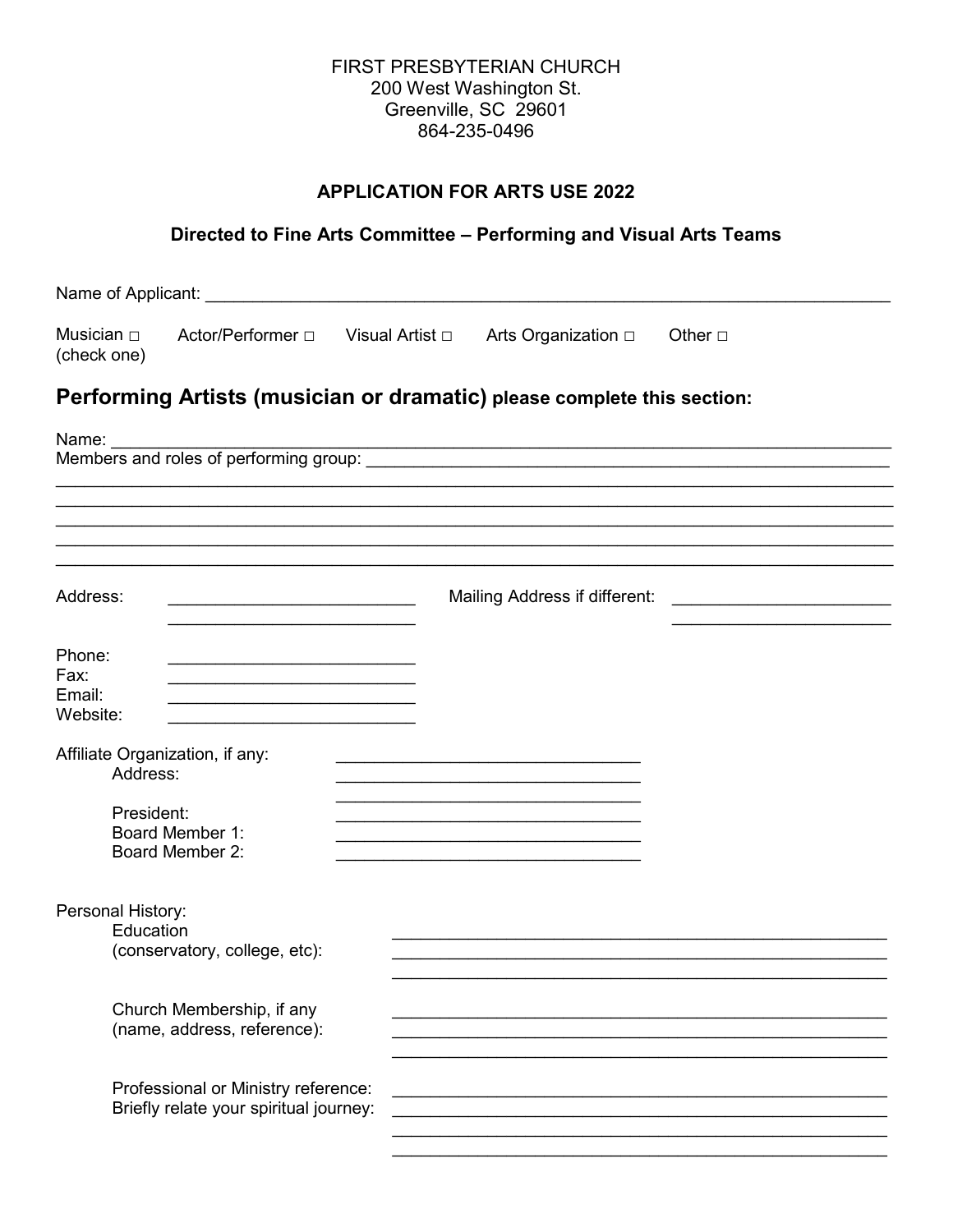FIRST PRESBYTERIAN CHURCH
200 West Washington St.
Greenville, SC 29601
864-235-0496

**APPLICATION FOR ARTS USE 2022**

**Directed to Fine Arts Committee – Performing and Visual Arts Teams**

Name of Applicant: ______________________________________________________________________

Musician □ (check one) Actor/Performer □ Visual Artist □ Arts Organization □ Other □

## Performing Artists (musician or dramatic) please complete this section:

Name: _____________________________________________________________________________

Members and roles of performing group: _______________________________________________

_____________________________________________________________________________

_____________________________________________________________________________

_____________________________________________________________________________

_____________________________________________________________________________

_____________________________________________________________________________

Address: ___________________________ Mailing Address if different: ________________________

___________________________ ________________________

Phone: ___________________________

Fax: ___________________________

Email: ___________________________

Website: ___________________________

Affiliate Organization, if any: _________________________________

Address: _________________________________

_________________________________

President: _________________________________

Board Member 1: _________________________________

Board Member 2: _________________________________

Personal History:

Education (conservatory, college, etc): _______________________________________________

_______________________________________________

_______________________________________________

Church Membership, if any (name, address, reference): _______________________________________________

_______________________________________________

_______________________________________________

Professional or Ministry reference: _______________________________________________

Briefly relate your spiritual journey: _______________________________________________

_______________________________________________

_______________________________________________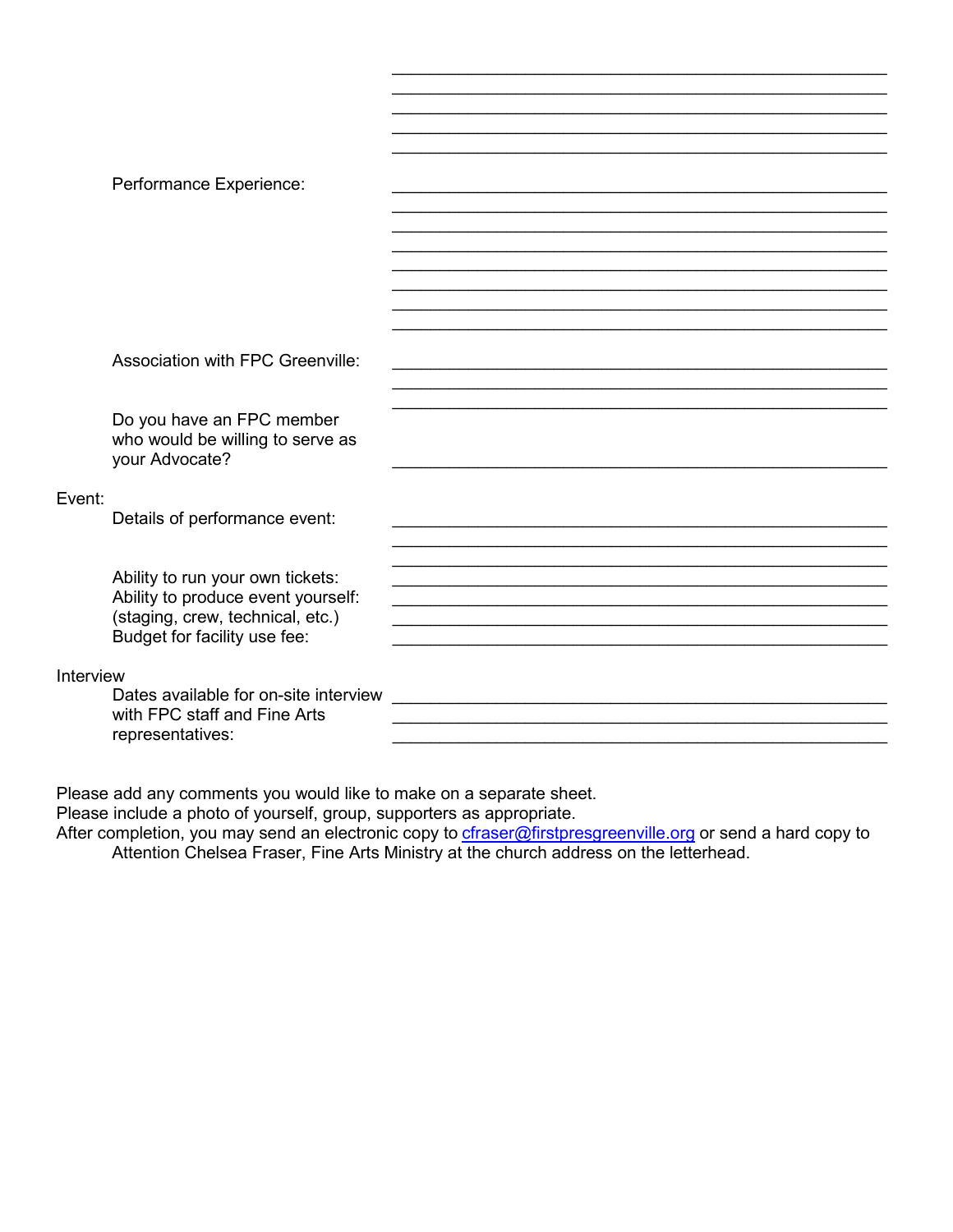Performance Experience: ______________________________________________

Association with FPC Greenville: ______________________________________________

Do you have an FPC member who would be willing to serve as your Advocate? ______________________________________________

Event:

Details of performance event: ______________________________________________

Ability to run your own tickets: ______________________________________________

Ability to produce event yourself: (staging, crew, technical, etc.) ______________________________________________

Budget for facility use fee: ______________________________________________

Interview

Dates available for on-site interview with FPC staff and Fine Arts representatives: ______________________________________________

Please add any comments you would like to make on a separate sheet.
Please include a photo of yourself, group, supporters as appropriate.
After completion, you may send an electronic copy to [cfraser@firstpresgreenville.org](mailto:cfraser@firstpresgreenville.org) or send a hard copy to Attention Chelsea Fraser, Fine Arts Ministry at the church address on the letterhead.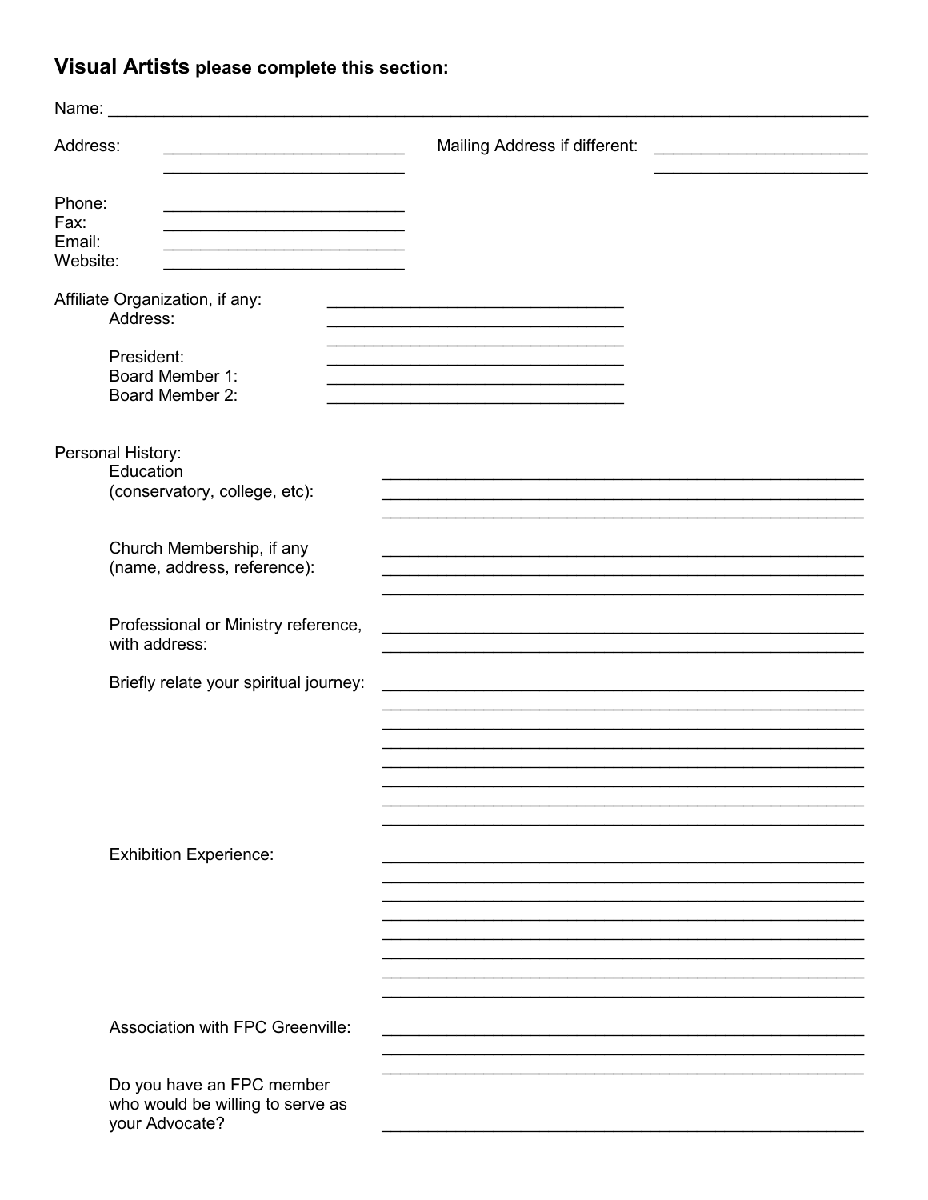## **Visual Artists** please complete this section:

Name: ________________________________________________________________

Address: ______________________ Mailing Address if different: ______________________

______________________ ______________________

Phone: ______________________
Fax: ______________________
Email: ______________________
Website: ______________________

Affiliate Organization, if any: ______________________

Address: ______________________

______________________

President: ______________________
Board Member 1: ______________________
Board Member 2: ______________________

Personal History:

Education (conservatory, college, etc): ______________________

______________________

______________________

Church Membership, if any (name, address, reference): ______________________

______________________

______________________

Professional or Ministry reference, with address: ______________________

______________________

Briefly relate your spiritual journey: ______________________

______________________

______________________

______________________

______________________

______________________

______________________

______________________

Exhibition Experience: ______________________

______________________

______________________

______________________

______________________

______________________

______________________

______________________

Association with FPC Greenville: ______________________

______________________

______________________

Do you have an FPC member who would be willing to serve as your Advocate? ______________________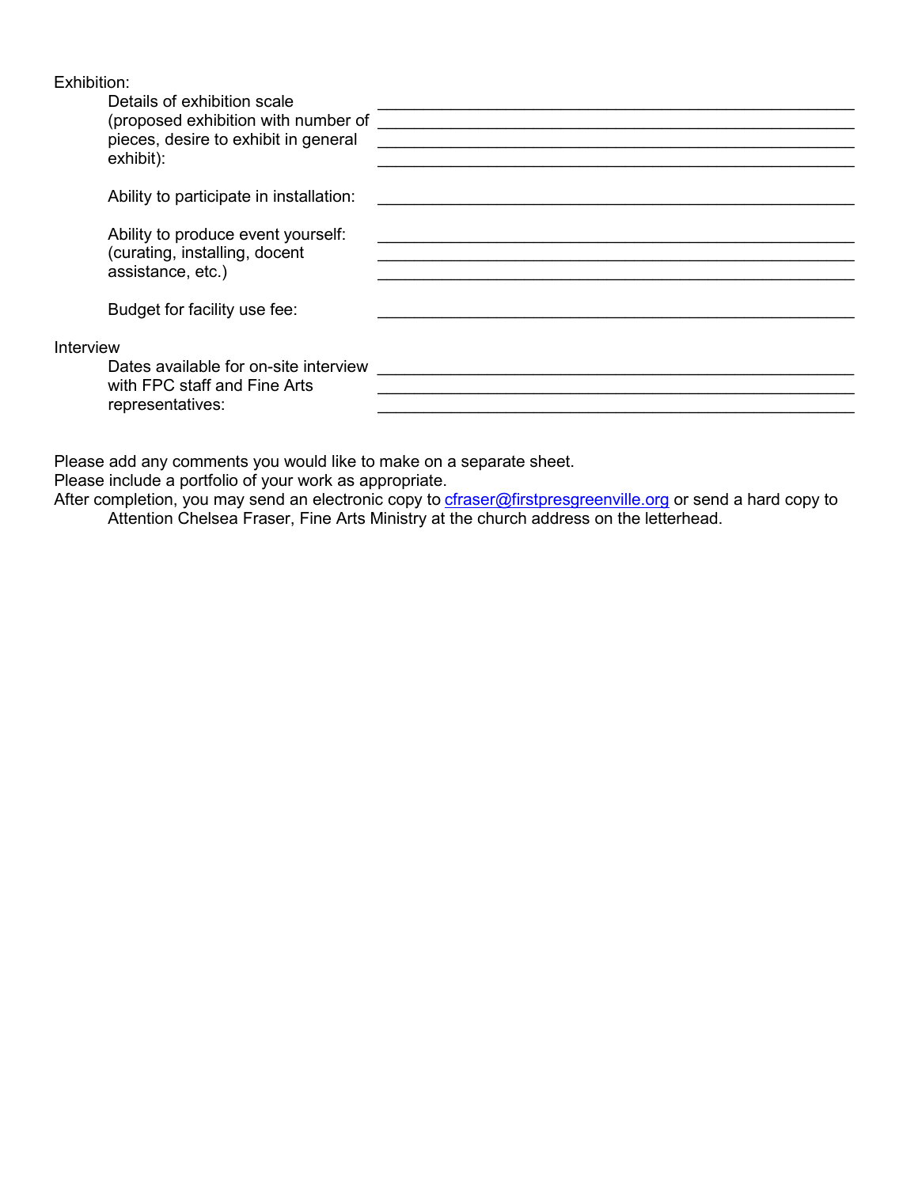Exhibition:

Details of exhibition scale (proposed exhibition with number of pieces, desire to exhibit in general exhibit): ____________________________________________________________

____________________________________________________________

____________________________________________________________

____________________________________________________________

Ability to participate in installation: ____________________________________________________________

Ability to produce event yourself: (curating, installing, docent assistance, etc.) ____________________________________________________________

____________________________________________________________

____________________________________________________________

Budget for facility use fee: ____________________________________________________________

Interview

Dates available for on-site interview with FPC staff and Fine Arts representatives: ____________________________________________________________

____________________________________________________________

____________________________________________________________

Please add any comments you would like to make on a separate sheet.

Please include a portfolio of your work as appropriate.

After completion, you may send an electronic copy to cfraser@firstpresgreenville.org or send a hard copy to Attention Chelsea Fraser, Fine Arts Ministry at the church address on the letterhead.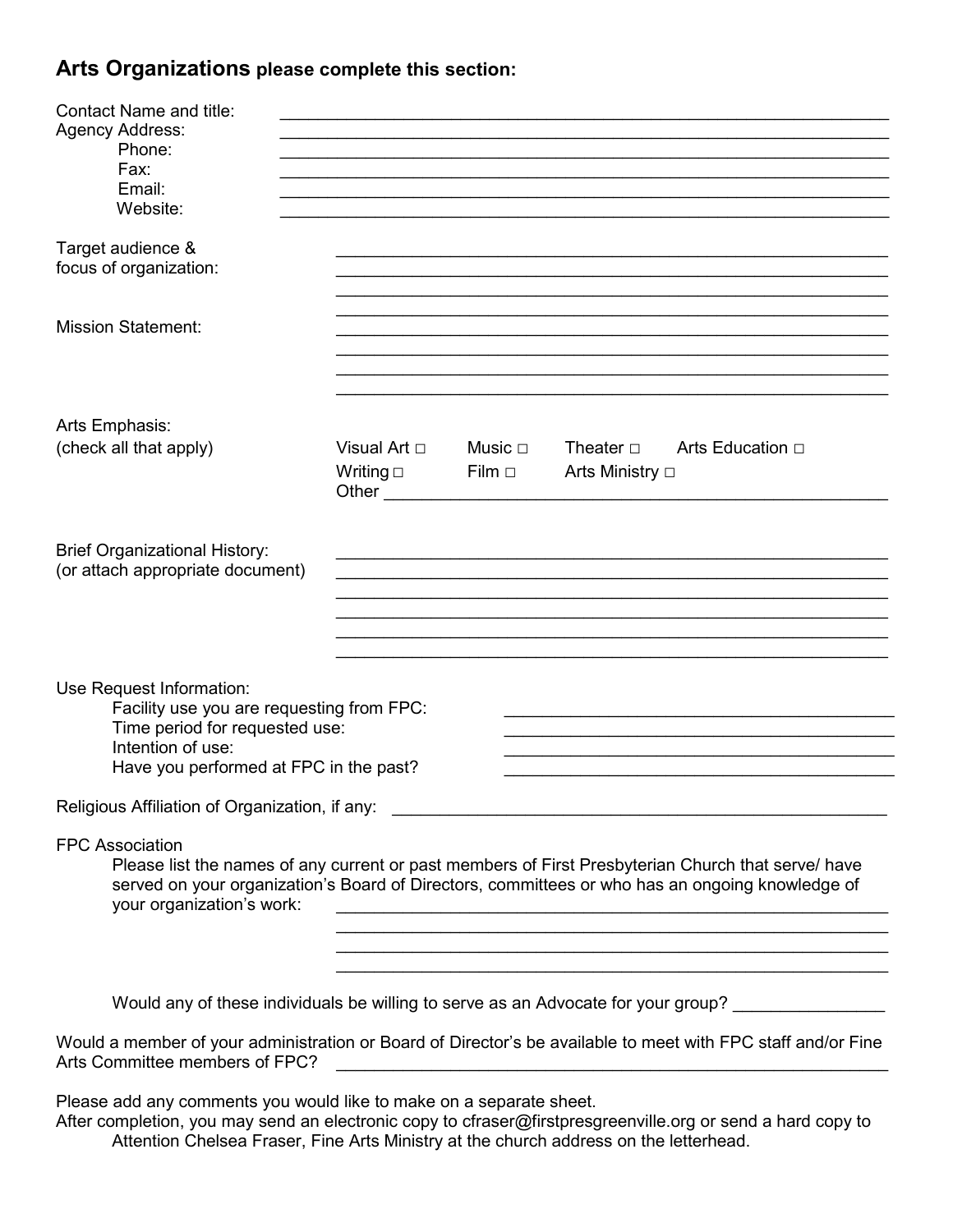## **Arts Organizations** please complete this section:

Contact Name and title: ________________________________________________
Agency Address: ________________________________________________
Phone: ________________________________________________
Fax: ________________________________________________
Email: ________________________________________________
Website: ________________________________________________

Target audience & focus of organization: ________________________________________________
________________________________________________
________________________________________________
________________________________________________

Mission Statement: ________________________________________________
________________________________________________
________________________________________________
________________________________________________

Arts Emphasis:
(check all that apply)

Visual Art □ Music □ Theater □ Arts Education □
Writing □ Film □ Arts Ministry □
Other ________________________________________________

Brief Organizational History: ________________________________________________
(or attach appropriate document) ________________________________________________
________________________________________________
________________________________________________
________________________________________________
________________________________________________

Use Request Information:

- Facility use you are requesting from FPC: ______________________________
- Time period for requested use: ______________________________
- Intention of use: ______________________________
- Have you performed at FPC in the past? ______________________________

Religious Affiliation of Organization, if any: ________________________________________

FPC Association

Please list the names of any current or past members of First Presbyterian Church that serve/ have served on your organization's Board of Directors, committees or who has an ongoing knowledge of your organization's work: ________________________________________________
________________________________________________
________________________________________________
________________________________________________

Would any of these individuals be willing to serve as an Advocate for your group? ______________

Would a member of your administration or Board of Director's be available to meet with FPC staff and/or Fine Arts Committee members of FPC? ________________________________________________

Please add any comments you would like to make on a separate sheet.
After completion, you may send an electronic copy to cfraser@firstpresgreenville.org or send a hard copy to Attention Chelsea Fraser, Fine Arts Ministry at the church address on the letterhead.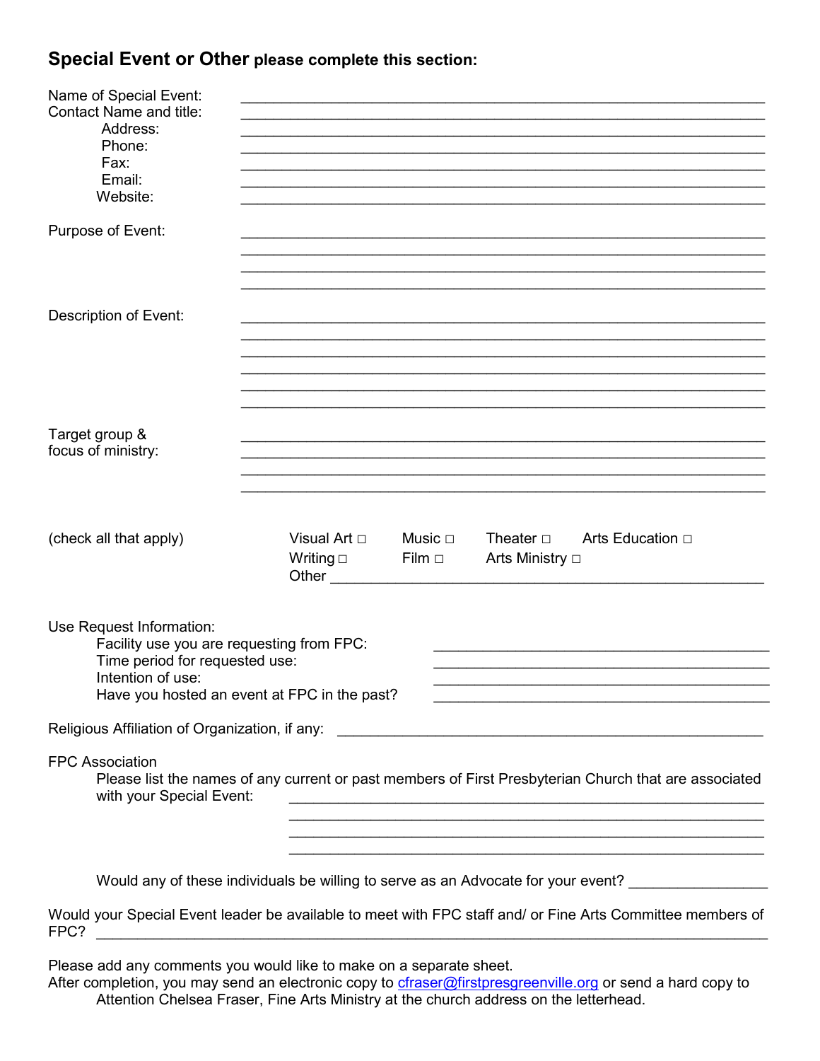## Special Event or Other please complete this section:

Name of Special Event: ____________________________________________
Contact Name and title: ____________________________________________
Address: ____________________________________________
Phone: ____________________________________________
Fax: ____________________________________________
Email: ____________________________________________
Website: ____________________________________________

Purpose of Event: ____________________________________________
____________________________________________
____________________________________________
____________________________________________

Description of Event: ____________________________________________
____________________________________________
____________________________________________
____________________________________________
____________________________________________
____________________________________________

Target group & focus of ministry: ____________________________________________
____________________________________________
____________________________________________
____________________________________________

(check all that apply)

Visual Art □ Music □ Theater □ Arts Education □
Writing □ Film □ Arts Ministry □
Other ____________________________________________

Use Request Information:

Facility use you are requesting from FPC: ______________________________
Time period for requested use: ______________________________
Intention of use: ______________________________
Have you hosted an event at FPC in the past? ______________________________

Religious Affiliation of Organization, if any: ______________________________

FPC Association

Please list the names of any current or past members of First Presbyterian Church that are associated with your Special Event: ______________________________
______________________________
______________________________
______________________________

Would any of these individuals be willing to serve as an Advocate for your event? ______________

Would your Special Event leader be available to meet with FPC staff and/ or Fine Arts Committee members of FPC? ____________________________________________

Please add any comments you would like to make on a separate sheet.
After completion, you may send an electronic copy to cfraser@firstpresgreenville.org or send a hard copy to Attention Chelsea Fraser, Fine Arts Ministry at the church address on the letterhead.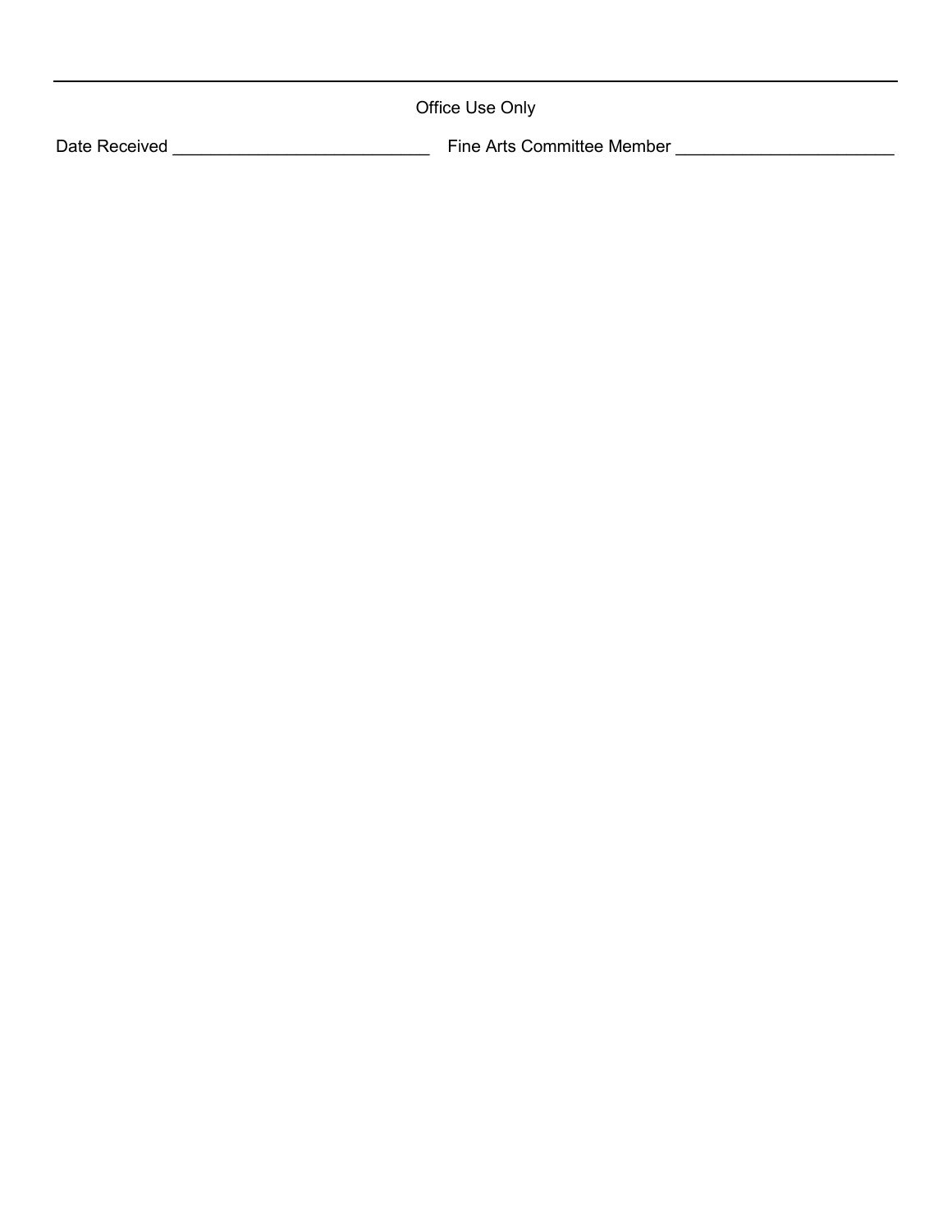---

Office Use Only

Date Received ___________________________ Fine Arts Committee Member _______________________